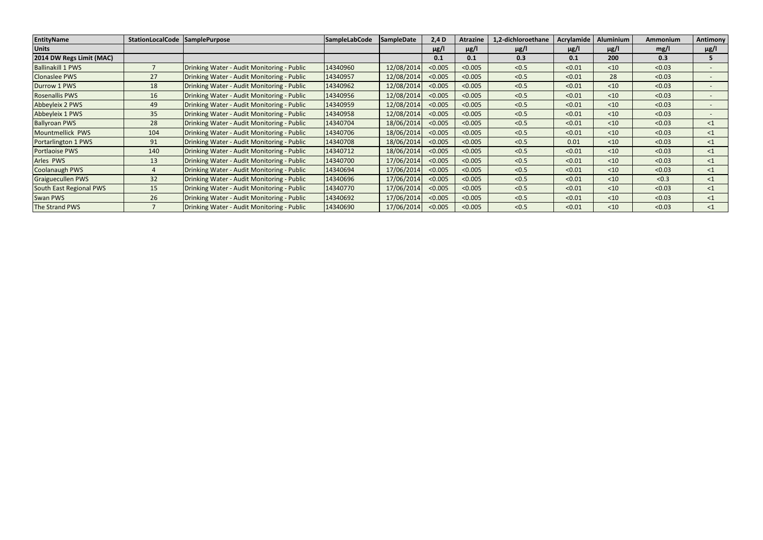| EntityName | StationLocalCode | SamplePurpose | SampleLabCode | SampleDate | 2,4 D | Atrazine | 1,2-dichloroethane | Acrylamide | Aluminium | Ammonium | Antimony |
|---|---|---|---|---|---|---|---|---|---|---|---|
| Units | | | | | µg/l | µg/l | µg/l | µg/l | µg/l | mg/l | µg/l |
| 2014 DW Regs Limit (MAC) | | | | | 0.1 | 0.1 | 0.3 | 0.1 | 200 | 0.3 | 5 |
| Ballinakill 1 PWS | 7 | Drinking Water - Audit Monitoring - Public | 14340960 | 12/08/2014 | <0.005 | <0.005 | <0.5 | <0.01 | <10 | <0.03 | - |
| Clonaslee PWS | 27 | Drinking Water - Audit Monitoring - Public | 14340957 | 12/08/2014 | <0.005 | <0.005 | <0.5 | <0.01 | 28 | <0.03 | - |
| Durrow 1 PWS | 18 | Drinking Water - Audit Monitoring - Public | 14340962 | 12/08/2014 | <0.005 | <0.005 | <0.5 | <0.01 | <10 | <0.03 | - |
| Rosenallis PWS | 16 | Drinking Water - Audit Monitoring - Public | 14340956 | 12/08/2014 | <0.005 | <0.005 | <0.5 | <0.01 | <10 | <0.03 | - |
| Abbeyleix 2 PWS | 49 | Drinking Water - Audit Monitoring - Public | 14340959 | 12/08/2014 | <0.005 | <0.005 | <0.5 | <0.01 | <10 | <0.03 | - |
| Abbeyleix 1 PWS | 35 | Drinking Water - Audit Monitoring - Public | 14340958 | 12/08/2014 | <0.005 | <0.005 | <0.5 | <0.01 | <10 | <0.03 | - |
| Ballyroan PWS | 28 | Drinking Water - Audit Monitoring - Public | 14340704 | 18/06/2014 | <0.005 | <0.005 | <0.5 | <0.01 | <10 | <0.03 | <1 |
| Mountmellick PWS | 104 | Drinking Water - Audit Monitoring - Public | 14340706 | 18/06/2014 | <0.005 | <0.005 | <0.5 | <0.01 | <10 | <0.03 | <1 |
| Portarlington 1 PWS | 91 | Drinking Water - Audit Monitoring - Public | 14340708 | 18/06/2014 | <0.005 | <0.005 | <0.5 | 0.01 | <10 | <0.03 | <1 |
| Portlaoise PWS | 140 | Drinking Water - Audit Monitoring - Public | 14340712 | 18/06/2014 | <0.005 | <0.005 | <0.5 | <0.01 | <10 | <0.03 | <1 |
| Arles PWS | 13 | Drinking Water - Audit Monitoring - Public | 14340700 | 17/06/2014 | <0.005 | <0.005 | <0.5 | <0.01 | <10 | <0.03 | <1 |
| Coolanaugh PWS | 4 | Drinking Water - Audit Monitoring - Public | 14340694 | 17/06/2014 | <0.005 | <0.005 | <0.5 | <0.01 | <10 | <0.03 | <1 |
| Graiguecullen PWS | 32 | Drinking Water - Audit Monitoring - Public | 14340696 | 17/06/2014 | <0.005 | <0.005 | <0.5 | <0.01 | <10 | <0.3 | <1 |
| South East Regional PWS | 15 | Drinking Water - Audit Monitoring - Public | 14340770 | 17/06/2014 | <0.005 | <0.005 | <0.5 | <0.01 | <10 | <0.03 | <1 |
| Swan PWS | 26 | Drinking Water - Audit Monitoring - Public | 14340692 | 17/06/2014 | <0.005 | <0.005 | <0.5 | <0.01 | <10 | <0.03 | <1 |
| The Strand PWS | 7 | Drinking Water - Audit Monitoring - Public | 14340690 | 17/06/2014 | <0.005 | <0.005 | <0.5 | <0.01 | <10 | <0.03 | <1 |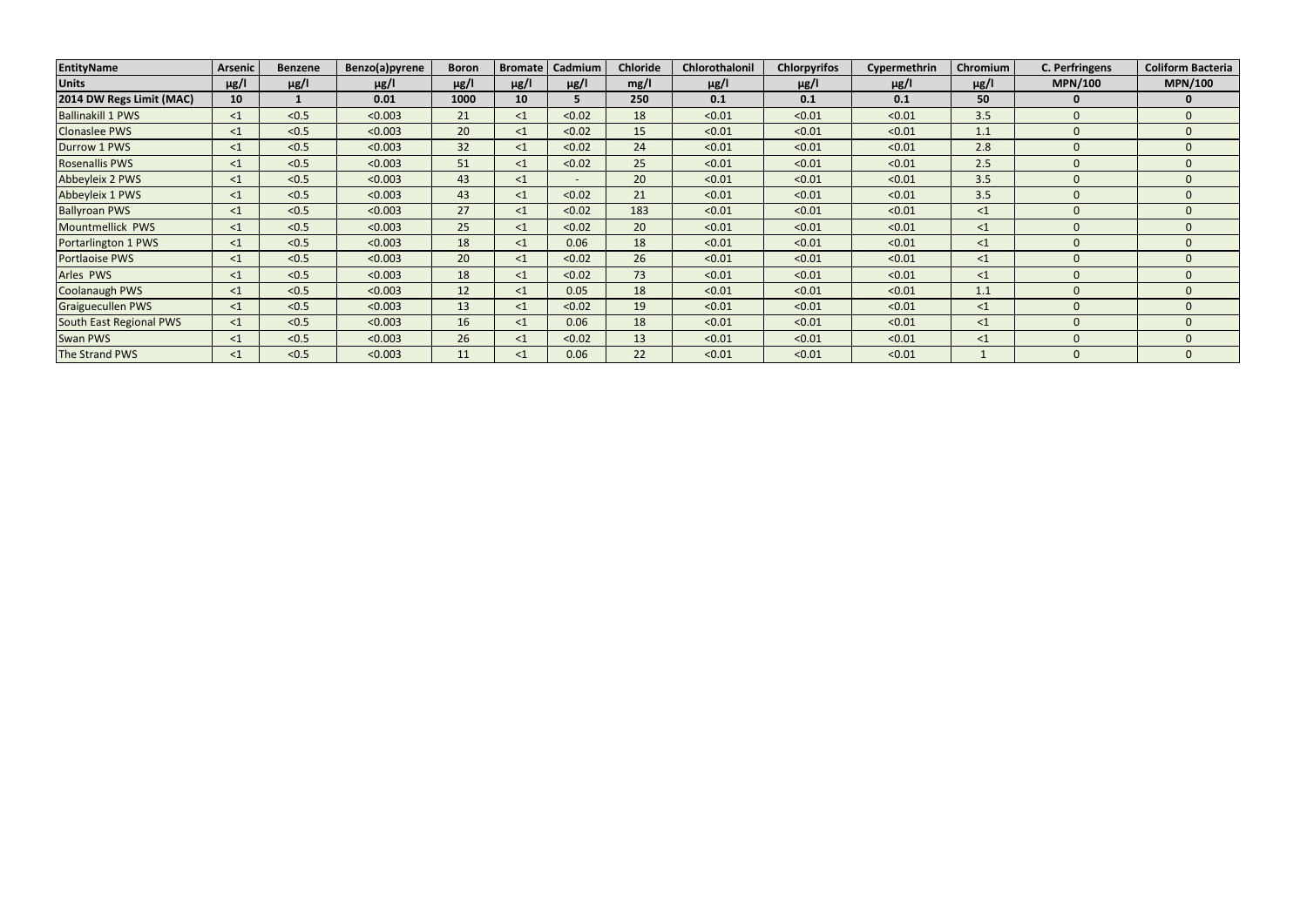| EntityName | Arsenic | Benzene | Benzo(a)pyrene | Boron | Bromate | Cadmium | Chloride | Chlorothalonil | Chlorpyrifos | Cypermethrin | Chromium | C. Perfringens | Coliform Bacteria |
|---|---|---|---|---|---|---|---|---|---|---|---|---|---|
| **Units** | **µg/l** | **µg/l** | **µg/l** | **µg/l** | **µg/l** | **µg/l** | **mg/l** | **µg/l** | **µg/l** | **µg/l** | **µg/l** | **MPN/100** | **MPN/100** |
| **2014 DW Regs Limit (MAC)** | **10** | **1** | **0.01** | **1000** | **10** | **5** | **250** | **0.1** | **0.1** | **0.1** | **50** | **0** | **0** |
| Ballinakill 1 PWS | <1 | <0.5 | <0.003 | 21 | <1 | <0.02 | 18 | <0.01 | <0.01 | <0.01 | 3.5 | 0 | 0 |
| Clonaslee PWS | <1 | <0.5 | <0.003 | 20 | <1 | <0.02 | 15 | <0.01 | <0.01 | <0.01 | 1.1 | 0 | 0 |
| Durrow 1 PWS | <1 | <0.5 | <0.003 | 32 | <1 | <0.02 | 24 | <0.01 | <0.01 | <0.01 | 2.8 | 0 | 0 |
| Rosenallis PWS | <1 | <0.5 | <0.003 | 51 | <1 | <0.02 | 25 | <0.01 | <0.01 | <0.01 | 2.5 | 0 | 0 |
| Abbeyleix 2 PWS | <1 | <0.5 | <0.003 | 43 | <1 | - | 20 | <0.01 | <0.01 | <0.01 | 3.5 | 0 | 0 |
| Abbeyleix 1 PWS | <1 | <0.5 | <0.003 | 43 | <1 | <0.02 | 21 | <0.01 | <0.01 | <0.01 | 3.5 | 0 | 0 |
| Ballyroan PWS | <1 | <0.5 | <0.003 | 27 | <1 | <0.02 | 183 | <0.01 | <0.01 | <0.01 | <1 | 0 | 0 |
| Mountmellick PWS | <1 | <0.5 | <0.003 | 25 | <1 | <0.02 | 20 | <0.01 | <0.01 | <0.01 | <1 | 0 | 0 |
| Portarlington 1 PWS | <1 | <0.5 | <0.003 | 18 | <1 | 0.06 | 18 | <0.01 | <0.01 | <0.01 | <1 | 0 | 0 |
| Portlaoise PWS | <1 | <0.5 | <0.003 | 20 | <1 | <0.02 | 26 | <0.01 | <0.01 | <0.01 | <1 | 0 | 0 |
| Arles PWS | <1 | <0.5 | <0.003 | 18 | <1 | <0.02 | 73 | <0.01 | <0.01 | <0.01 | <1 | 0 | 0 |
| Coolanaugh PWS | <1 | <0.5 | <0.003 | 12 | <1 | 0.05 | 18 | <0.01 | <0.01 | <0.01 | 1.1 | 0 | 0 |
| Graiguecullen PWS | <1 | <0.5 | <0.003 | 13 | <1 | <0.02 | 19 | <0.01 | <0.01 | <0.01 | <1 | 0 | 0 |
| South East Regional PWS | <1 | <0.5 | <0.003 | 16 | <1 | 0.06 | 18 | <0.01 | <0.01 | <0.01 | <1 | 0 | 0 |
| Swan PWS | <1 | <0.5 | <0.003 | 26 | <1 | <0.02 | 13 | <0.01 | <0.01 | <0.01 | <1 | 0 | 0 |
| The Strand PWS | <1 | <0.5 | <0.003 | 11 | <1 | 0.06 | 22 | <0.01 | <0.01 | <0.01 | 1 | 0 | 0 |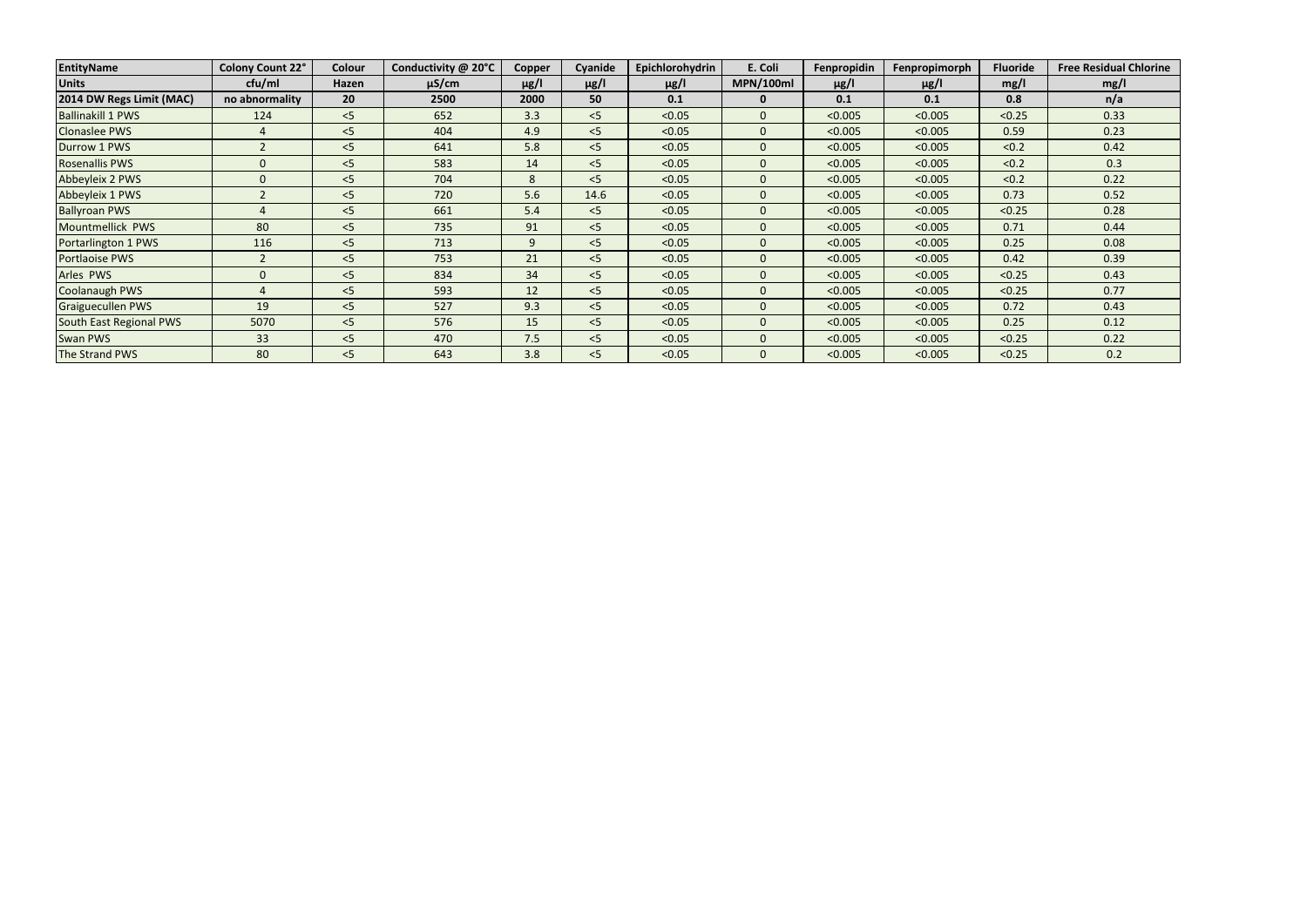| EntityName | Colony Count 22° | Colour | Conductivity @ 20°C | Copper | Cyanide | Epichlorohydrin | E. Coli | Fenpropidin | Fenpropimorph | Fluoride | Free Residual Chlorine |
|---|---|---|---|---|---|---|---|---|---|---|---|
| Units | cfu/ml | Hazen | µS/cm | µg/l | µg/l | µg/l | MPN/100ml | µg/l | µg/l | mg/l | mg/l |
| 2014 DW Regs Limit (MAC) | no abnormality | 20 | 2500 | 2000 | 50 | 0.1 | 0 | 0.1 | 0.1 | 0.8 | n/a |
| Ballinakill 1 PWS | 124 | <5 | 652 | 3.3 | <5 | <0.05 | 0 | <0.005 | <0.005 | <0.25 | 0.33 |
| Clonaslee PWS | 4 | <5 | 404 | 4.9 | <5 | <0.05 | 0 | <0.005 | <0.005 | 0.59 | 0.23 |
| Durrow 1 PWS | 2 | <5 | 641 | 5.8 | <5 | <0.05 | 0 | <0.005 | <0.005 | <0.2 | 0.42 |
| Rosenallis PWS | 0 | <5 | 583 | 14 | <5 | <0.05 | 0 | <0.005 | <0.005 | <0.2 | 0.3 |
| Abbeyleix 2 PWS | 0 | <5 | 704 | 8 | <5 | <0.05 | 0 | <0.005 | <0.005 | <0.2 | 0.22 |
| Abbeyleix 1 PWS | 2 | <5 | 720 | 5.6 | 14.6 | <0.05 | 0 | <0.005 | <0.005 | 0.73 | 0.52 |
| Ballyroan PWS | 4 | <5 | 661 | 5.4 | <5 | <0.05 | 0 | <0.005 | <0.005 | <0.25 | 0.28 |
| Mountmellick PWS | 80 | <5 | 735 | 91 | <5 | <0.05 | 0 | <0.005 | <0.005 | 0.71 | 0.44 |
| Portarlington 1 PWS | 116 | <5 | 713 | 9 | <5 | <0.05 | 0 | <0.005 | <0.005 | 0.25 | 0.08 |
| Portlaoise PWS | 2 | <5 | 753 | 21 | <5 | <0.05 | 0 | <0.005 | <0.005 | 0.42 | 0.39 |
| Arles PWS | 0 | <5 | 834 | 34 | <5 | <0.05 | 0 | <0.005 | <0.005 | <0.25 | 0.43 |
| Coolanaugh PWS | 4 | <5 | 593 | 12 | <5 | <0.05 | 0 | <0.005 | <0.005 | <0.25 | 0.77 |
| Graiguecullen PWS | 19 | <5 | 527 | 9.3 | <5 | <0.05 | 0 | <0.005 | <0.005 | 0.72 | 0.43 |
| South East Regional PWS | 5070 | <5 | 576 | 15 | <5 | <0.05 | 0 | <0.005 | <0.005 | 0.25 | 0.12 |
| Swan PWS | 33 | <5 | 470 | 7.5 | <5 | <0.05 | 0 | <0.005 | <0.005 | <0.25 | 0.22 |
| The Strand PWS | 80 | <5 | 643 | 3.8 | <5 | <0.05 | 0 | <0.005 | <0.005 | <0.25 | 0.2 |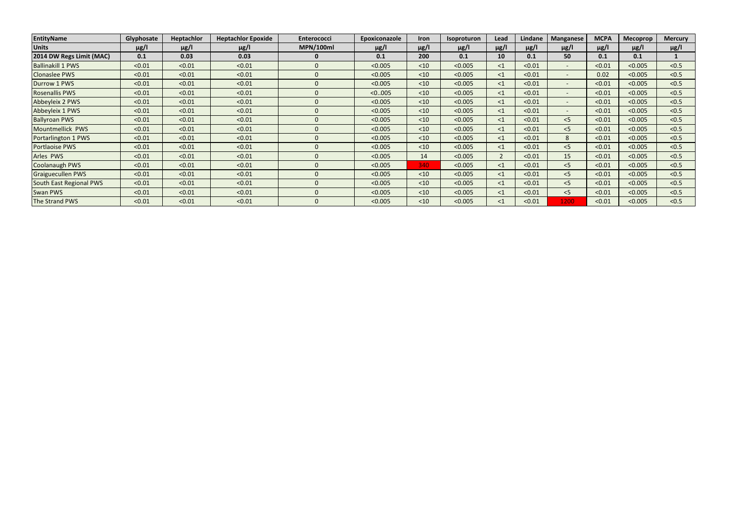| EntityName | Glyphosate | Heptachlor | Heptachlor Epoxide | Enterococci | Epoxiconazole | Iron | Isoproturon | Lead | Lindane | Manganese | MCPA | Mecoprop | Mercury |
|---|---|---|---|---|---|---|---|---|---|---|---|---|---|
| **Units** | **µg/l** | **µg/l** | **µg/l** | **MPN/100ml** | **µg/l** | **µg/l** | **µg/l** | **µg/l** | **µg/l** | **µg/l** | **µg/l** | **µg/l** | **µg/l** |
| **2014 DW Regs Limit (MAC)** | **0.1** | **0.03** | **0.03** | **0** | **0.1** | **200** | **0.1** | **10** | **0.1** | **50** | **0.1** | **0.1** | **1** |
| Ballinakill 1 PWS | <0.01 | <0.01 | <0.01 | 0 | <0.005 | <10 | <0.005 | <1 | <0.01 | - | <0.01 | <0.005 | <0.5 |
| Clonaslee PWS | <0.01 | <0.01 | <0.01 | 0 | <0.005 | <10 | <0.005 | <1 | <0.01 | - | 0.02 | <0.005 | <0.5 |
| Durrow 1 PWS | <0.01 | <0.01 | <0.01 | 0 | <0.005 | <10 | <0.005 | <1 | <0.01 | - | <0.01 | <0.005 | <0.5 |
| Rosenallis PWS | <0.01 | <0.01 | <0.01 | 0 | <0..005 | <10 | <0.005 | <1 | <0.01 | - | <0.01 | <0.005 | <0.5 |
| Abbeyleix 2 PWS | <0.01 | <0.01 | <0.01 | 0 | <0.005 | <10 | <0.005 | <1 | <0.01 | - | <0.01 | <0.005 | <0.5 |
| Abbeyleix 1 PWS | <0.01 | <0.01 | <0.01 | 0 | <0.005 | <10 | <0.005 | <1 | <0.01 | - | <0.01 | <0.005 | <0.5 |
| Ballyroan PWS | <0.01 | <0.01 | <0.01 | 0 | <0.005 | <10 | <0.005 | <1 | <0.01 | <5 | <0.01 | <0.005 | <0.5 |
| Mountmellick PWS | <0.01 | <0.01 | <0.01 | 0 | <0.005 | <10 | <0.005 | <1 | <0.01 | <5 | <0.01 | <0.005 | <0.5 |
| Portarlington 1 PWS | <0.01 | <0.01 | <0.01 | 0 | <0.005 | <10 | <0.005 | <1 | <0.01 | 8 | <0.01 | <0.005 | <0.5 |
| Portlaoise PWS | <0.01 | <0.01 | <0.01 | 0 | <0.005 | <10 | <0.005 | <1 | <0.01 | <5 | <0.01 | <0.005 | <0.5 |
| Arles PWS | <0.01 | <0.01 | <0.01 | 0 | <0.005 | 14 | <0.005 | 2 | <0.01 | 15 | <0.01 | <0.005 | <0.5 |
| Coolanaugh PWS | <0.01 | <0.01 | <0.01 | 0 | <0.005 | 340 | <0.005 | <1 | <0.01 | <5 | <0.01 | <0.005 | <0.5 |
| Graiguecullen PWS | <0.01 | <0.01 | <0.01 | 0 | <0.005 | <10 | <0.005 | <1 | <0.01 | <5 | <0.01 | <0.005 | <0.5 |
| South East Regional PWS | <0.01 | <0.01 | <0.01 | 0 | <0.005 | <10 | <0.005 | <1 | <0.01 | <5 | <0.01 | <0.005 | <0.5 |
| Swan PWS | <0.01 | <0.01 | <0.01 | 0 | <0.005 | <10 | <0.005 | <1 | <0.01 | <5 | <0.01 | <0.005 | <0.5 |
| The Strand PWS | <0.01 | <0.01 | <0.01 | 0 | <0.005 | <10 | <0.005 | <1 | <0.01 | 1200 | <0.01 | <0.005 | <0.5 |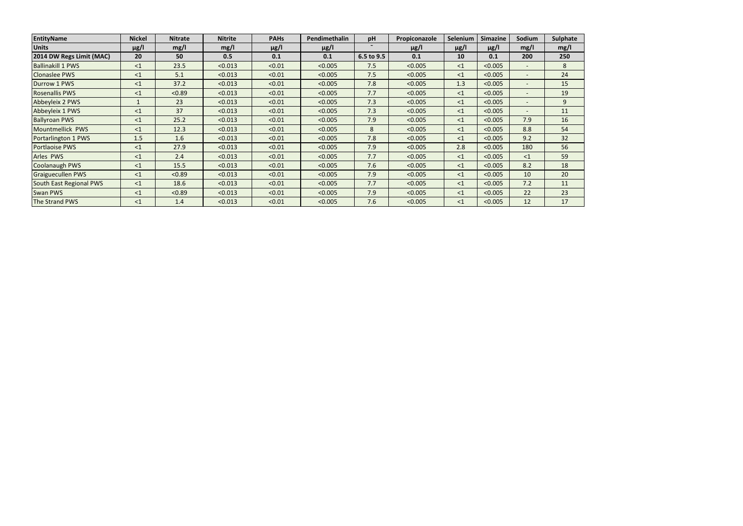| EntityName | Nickel | Nitrate | Nitrite | PAHs | Pendimethalin | pH | Propiconazole | Selenium | Simazine | Sodium | Sulphate |
|---|---|---|---|---|---|---|---|---|---|---|---|
| Units | µg/l | mg/l | mg/l | µg/l | µg/l | - | µg/l | µg/l | µg/l | mg/l | mg/l |
| 2014 DW Regs Limit (MAC) | 20 | 50 | 0.5 | 0.1 | 0.1 | 6.5 to 9.5 | 0.1 | 10 | 0.1 | 200 | 250 |
| Ballinakill 1 PWS | <1 | 23.5 | <0.013 | <0.01 | <0.005 | 7.5 | <0.005 | <1 | <0.005 | - | 8 |
| Clonaslee PWS | <1 | 5.1 | <0.013 | <0.01 | <0.005 | 7.5 | <0.005 | <1 | <0.005 | - | 24 |
| Durrow 1 PWS | <1 | 37.2 | <0.013 | <0.01 | <0.005 | 7.8 | <0.005 | 1.3 | <0.005 | - | 15 |
| Rosenallis PWS | <1 | <0.89 | <0.013 | <0.01 | <0.005 | 7.7 | <0.005 | <1 | <0.005 | - | 19 |
| Abbeyleix 2 PWS | 1 | 23 | <0.013 | <0.01 | <0.005 | 7.3 | <0.005 | <1 | <0.005 | - | 9 |
| Abbeyleix 1 PWS | <1 | 37 | <0.013 | <0.01 | <0.005 | 7.3 | <0.005 | <1 | <0.005 | - | 11 |
| Ballyroan PWS | <1 | 25.2 | <0.013 | <0.01 | <0.005 | 7.9 | <0.005 | <1 | <0.005 | 7.9 | 16 |
| Mountmellick PWS | <1 | 12.3 | <0.013 | <0.01 | <0.005 | 8 | <0.005 | <1 | <0.005 | 8.8 | 54 |
| Portarlington 1 PWS | 1.5 | 1.6 | <0.013 | <0.01 | <0.005 | 7.8 | <0.005 | <1 | <0.005 | 9.2 | 32 |
| Portlaoise PWS | <1 | 27.9 | <0.013 | <0.01 | <0.005 | 7.9 | <0.005 | 2.8 | <0.005 | 180 | 56 |
| Arles PWS | <1 | 2.4 | <0.013 | <0.01 | <0.005 | 7.7 | <0.005 | <1 | <0.005 | <1 | 59 |
| Coolanaugh PWS | <1 | 15.5 | <0.013 | <0.01 | <0.005 | 7.6 | <0.005 | <1 | <0.005 | 8.2 | 18 |
| Graiguecullen PWS | <1 | <0.89 | <0.013 | <0.01 | <0.005 | 7.9 | <0.005 | <1 | <0.005 | 10 | 20 |
| South East Regional PWS | <1 | 18.6 | <0.013 | <0.01 | <0.005 | 7.7 | <0.005 | <1 | <0.005 | 7.2 | 11 |
| Swan PWS | <1 | <0.89 | <0.013 | <0.01 | <0.005 | 7.9 | <0.005 | <1 | <0.005 | 22 | 23 |
| The Strand PWS | <1 | 1.4 | <0.013 | <0.01 | <0.005 | 7.6 | <0.005 | <1 | <0.005 | 12 | 17 |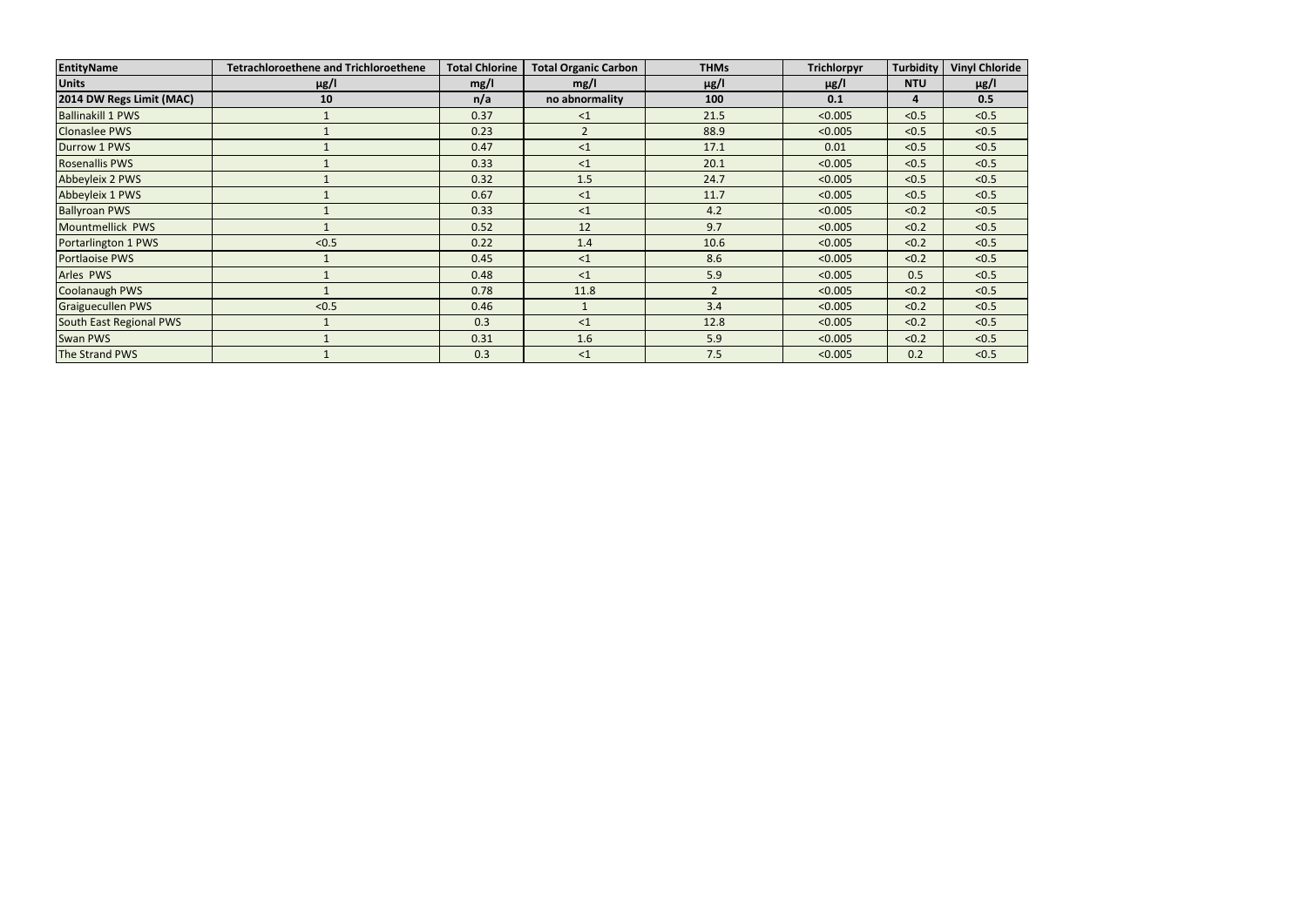| EntityName | Tetrachloroethene and Trichloroethene | Total Chlorine | Total Organic Carbon | THMs | Trichlorpyr | Turbidity | Vinyl Chloride |
|---|---|---|---|---|---|---|---|
| **Units** | **µg/l** | **mg/l** | **mg/l** | **µg/l** | **µg/l** | **NTU** | **µg/l** |
| **2014 DW Regs Limit (MAC)** | **10** | **n/a** | **no abnormality** | **100** | **0.1** | **4** | **0.5** |
| Ballinakill 1 PWS | 1 | 0.37 | <1 | 21.5 | <0.005 | <0.5 | <0.5 |
| Clonaslee PWS | 1 | 0.23 | 2 | 88.9 | <0.005 | <0.5 | <0.5 |
| Durrow 1 PWS | 1 | 0.47 | <1 | 17.1 | 0.01 | <0.5 | <0.5 |
| Rosenallis PWS | 1 | 0.33 | <1 | 20.1 | <0.005 | <0.5 | <0.5 |
| Abbeyleix 2 PWS | 1 | 0.32 | 1.5 | 24.7 | <0.005 | <0.5 | <0.5 |
| Abbeyleix 1 PWS | 1 | 0.67 | <1 | 11.7 | <0.005 | <0.5 | <0.5 |
| Ballyroan PWS | 1 | 0.33 | <1 | 4.2 | <0.005 | <0.2 | <0.5 |
| Mountmellick PWS | 1 | 0.52 | 12 | 9.7 | <0.005 | <0.2 | <0.5 |
| Portarlington 1 PWS | <0.5 | 0.22 | 1.4 | 10.6 | <0.005 | <0.2 | <0.5 |
| Portlaoise PWS | 1 | 0.45 | <1 | 8.6 | <0.005 | <0.2 | <0.5 |
| Arles PWS | 1 | 0.48 | <1 | 5.9 | <0.005 | 0.5 | <0.5 |
| Coolanaugh PWS | 1 | 0.78 | 11.8 | 2 | <0.005 | <0.2 | <0.5 |
| Graiguecullen PWS | <0.5 | 0.46 | 1 | 3.4 | <0.005 | <0.2 | <0.5 |
| South East Regional PWS | 1 | 0.3 | <1 | 12.8 | <0.005 | <0.2 | <0.5 |
| Swan PWS | 1 | 0.31 | 1.6 | 5.9 | <0.005 | <0.2 | <0.5 |
| The Strand PWS | 1 | 0.3 | <1 | 7.5 | <0.005 | 0.2 | <0.5 |